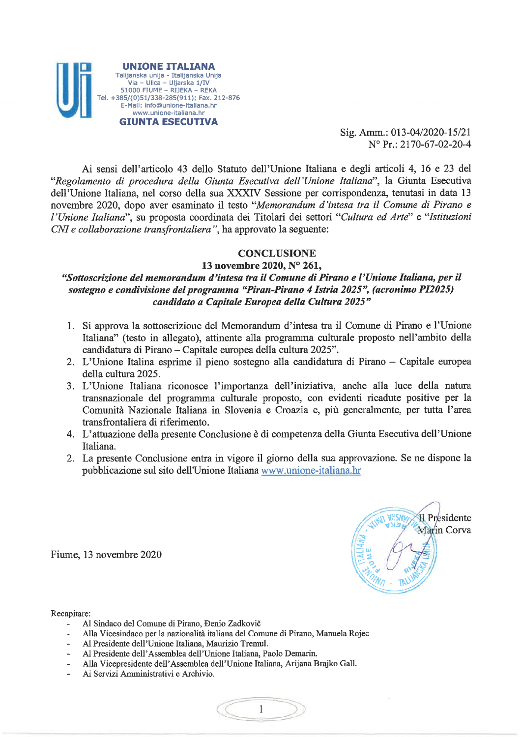**UNIONE ITALIANA**
Talijanska unija - Italijanska Unija
Via – Ulica – Uljarska 1/IV
51000 FIUME – RIJEKA – REKA
Tel. +385/(0)51/338-285(911); Fax. 212-876
E-Mail: info@unione-italiana.hr
www.unione-italiana.hr
**GIUNTA ESECUTIVA**

Sig. Amm.: 013-04/2020-15/21
N° Pr.: 2170-67-02-20-4

Ai sensi dell'articolo 43 dello Statuto dell'Unione Italiana e degli articoli 4, 16 e 23 del "*Regolamento di procedura della Giunta Esecutiva dell'Unione Italiana*", la Giunta Esecutiva dell'Unione Italiana, nel corso della sua XXXIV Sessione per corrispondenza, tenutasi in data 13 novembre 2020, dopo aver esaminato il testo "*Memorandum d'intesa tra il Comune di Pirano e l'Unione Italiana*", su proposta coordinata dei Titolari dei settori "*Cultura ed Arte*" e "*Istituzioni CNI e collaborazione transfrontaliera*", ha approvato la seguente:

**CONCLUSIONE**
**13 novembre 2020, N° 261,**
***"Sottoscrizione del memorandum d'intesa tra il Comune di Pirano e l'Unione Italiana, per il sostegno e condivisione del programma "Piran-Pirano 4 Istria 2025", (acronimo PI2025) candidato a Capitale Europea della Cultura 2025"***

1. Si approva la sottoscrizione del Memorandum d'intesa tra il Comune di Pirano e l'Unione Italiana" (testo in allegato), attinente alla programma culturale proposto nell'ambito della candidatura di Pirano – Capitale europea della cultura 2025".
2. L'Unione Italina esprime il pieno sostegno alla candidatura di Pirano – Capitale europea della cultura 2025.
3. L'Unione Italiana riconosce l'importanza dell'iniziativa, anche alla luce della natura transnazionale del programma culturale proposto, con evidenti ricadute positive per la Comunità Nazionale Italiana in Slovenia e Croazia e, più generalmente, per tutta l'area transfrontaliera di riferimento.
4. L'attuazione della presente Conclusione è di competenza della Giunta Esecutiva dell'Unione Italiana.
2. La presente Conclusione entra in vigore il giorno della sua approvazione. Se ne dispone la pubblicazione sul sito dell'Unione Italiana www.unione-italiana.hr

Fiume, 13 novembre 2020

Il Presidente
Marin Corva

Recapitare:
- Al Sindaco del Comune di Pirano, Đenio Zadkovič
- Alla Vicesindaco per la nazionalità italiana del Comune di Pirano, Manuela Rojec
- Al Presidente dell'Unione Italiana, Maurizio Tremul.
- Al Presidente dell'Assemblea dell'Unione Italiana, Paolo Demarin.
- Alla Vicepresidente dell'Assemblea dell'Unione Italiana, Arijana Brajko Gall.
- Ai Servizi Amministrativi e Archivio.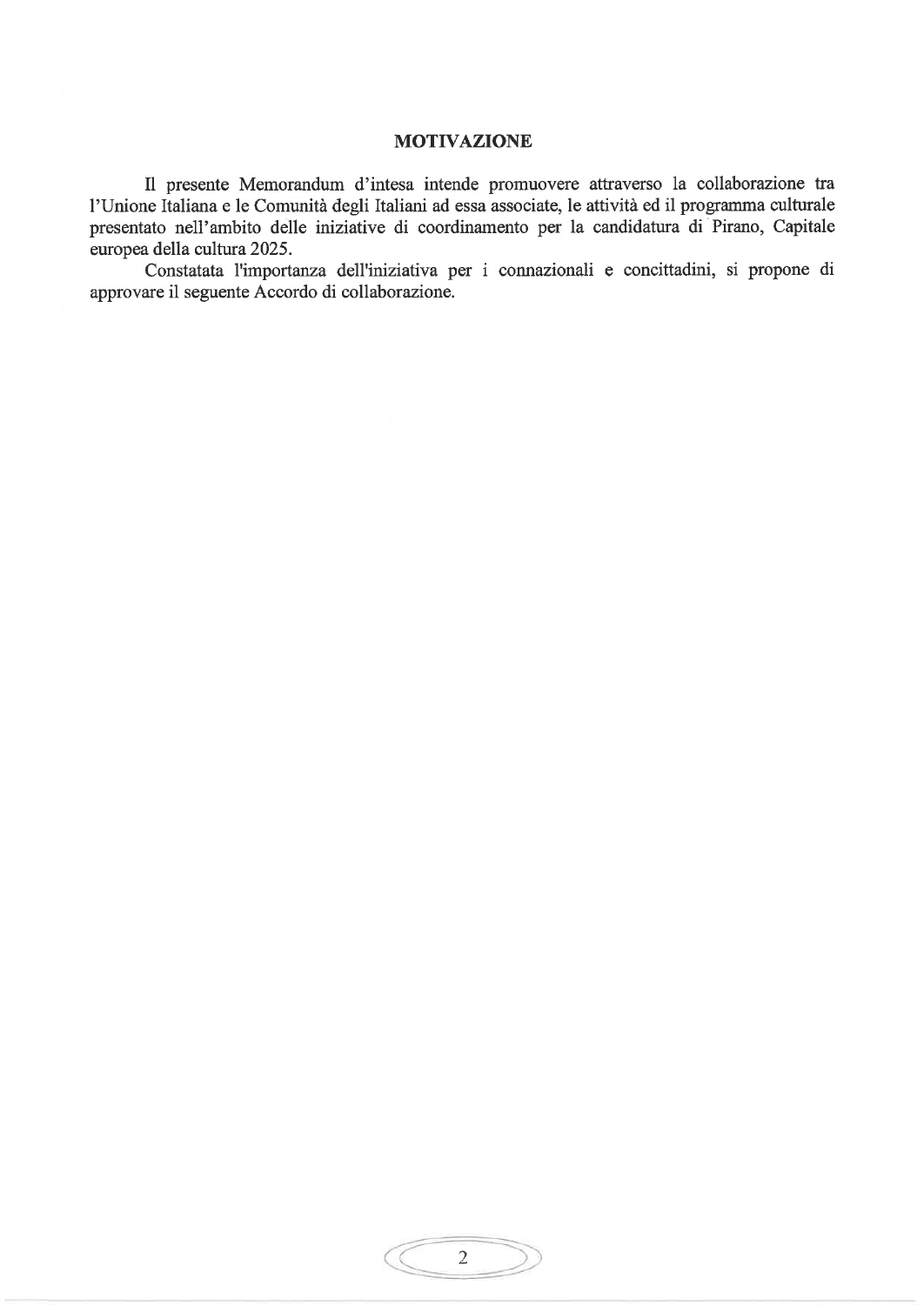## MOTIVAZIONE

Il presente Memorandum d'intesa intende promuovere attraverso la collaborazione tra l'Unione Italiana e le Comunità degli Italiani ad essa associate, le attività ed il programma culturale presentato nell'ambito delle iniziative di coordinamento per la candidatura di Pirano, Capitale europea della cultura 2025.

Constatata l'importanza dell'iniziativa per i connazionali e concittadini, si propone di approvare il seguente Accordo di collaborazione.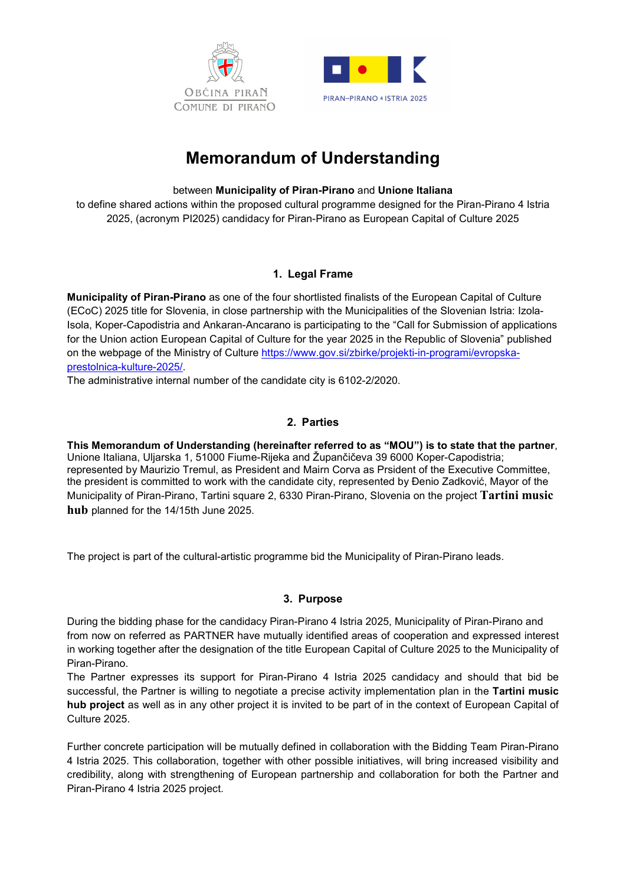Občina Piran
Comune di Pirano

PIRAN–PIRANO 4 ISTRIA 2025

# Memorandum of Understanding

between **Municipality of Piran-Pirano** and **Unione Italiana**
to define shared actions within the proposed cultural programme designed for the Piran-Pirano 4 Istria 2025, (acronym PI2025) candidacy for Piran-Pirano as European Capital of Culture 2025

## 1. Legal Frame

**Municipality of Piran-Pirano** as one of the four shortlisted finalists of the European Capital of Culture (ECoC) 2025 title for Slovenia, in close partnership with the Municipalities of the Slovenian Istria: Izola-Isola, Koper-Capodistria and Ankaran-Ancarano is participating to the "Call for Submission of applications for the Union action European Capital of Culture for the year 2025 in the Republic of Slovenia" published on the webpage of the Ministry of Culture [https://www.gov.si/zbirke/projekti-in-programi/evropska-prestolnica-kulture-2025/](https://www.gov.si/zbirke/projekti-in-programi/evropska-prestolnica-kulture-2025/).
The administrative internal number of the candidate city is 6102-2/2020.

## 2. Parties

**This Memorandum of Understanding (hereinafter referred to as "MOU") is to state that the partner**, Unione Italiana, Uljarska 1, 51000 Fiume-Rijeka and Župančičeva 39 6000 Koper-Capodistria; represented by Maurizio Tremul, as President and Mairn Corva as Prsident of the Executive Committee, the president is committed to work with the candidate city, represented by Đenio Zadković, Mayor of the Municipality of Piran-Pirano, Tartini square 2, 6330 Piran-Pirano, Slovenia on the project **Tartini music hub** planned for the 14/15th June 2025.

The project is part of the cultural-artistic programme bid the Municipality of Piran-Pirano leads.

## 3. Purpose

During the bidding phase for the candidacy Piran-Pirano 4 Istria 2025, Municipality of Piran-Pirano and from now on referred as PARTNER have mutually identified areas of cooperation and expressed interest in working together after the designation of the title European Capital of Culture 2025 to the Municipality of Piran-Pirano.
The Partner expresses its support for Piran-Pirano 4 Istria 2025 candidacy and should that bid be successful, the Partner is willing to negotiate a precise activity implementation plan in the **Tartini music hub project** as well as in any other project it is invited to be part of in the context of European Capital of Culture 2025.

Further concrete participation will be mutually defined in collaboration with the Bidding Team Piran-Pirano 4 Istria 2025. This collaboration, together with other possible initiatives, will bring increased visibility and credibility, along with strengthening of European partnership and collaboration for both the Partner and Piran-Pirano 4 Istria 2025 project.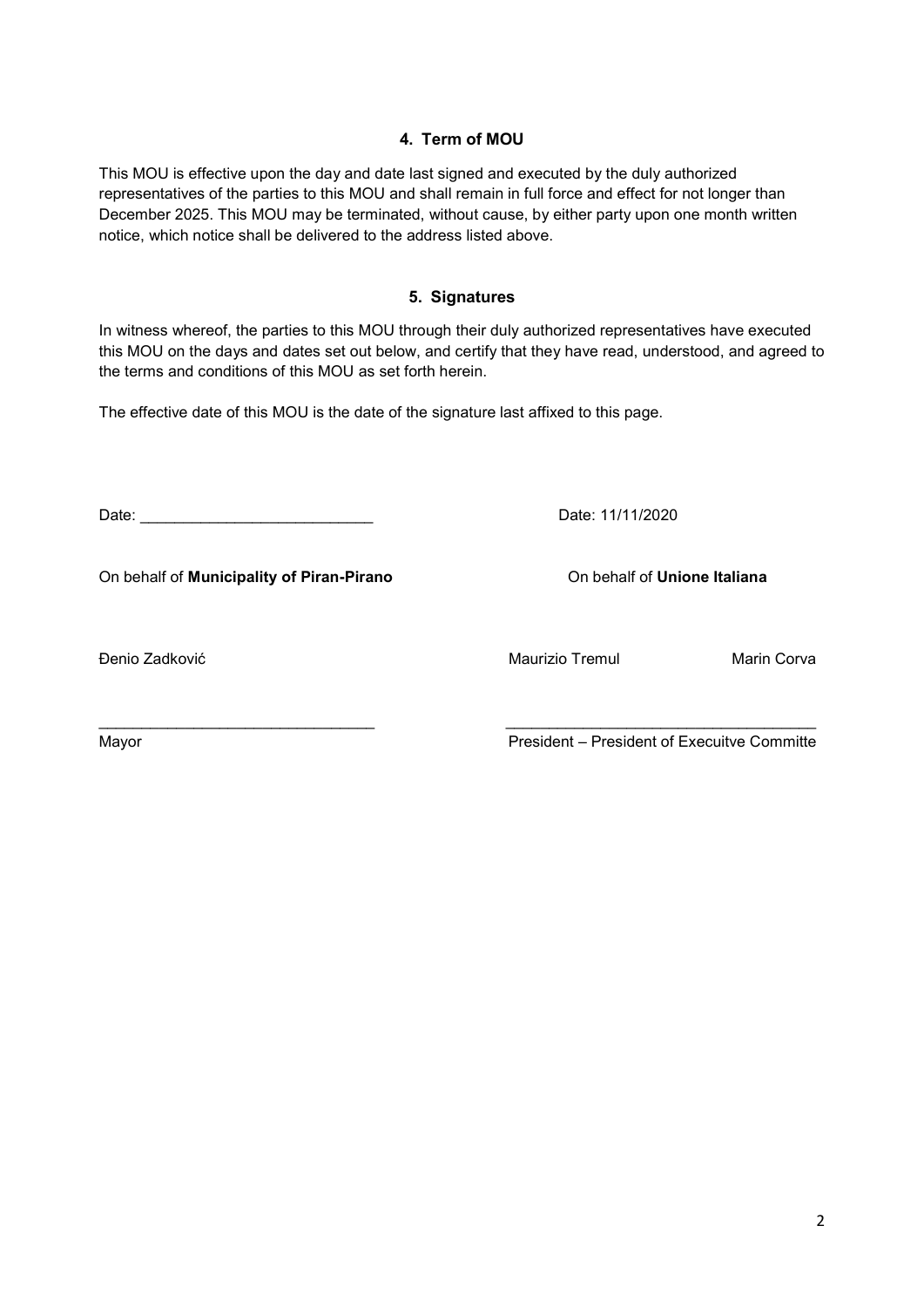## 4. Term of MOU

This MOU is effective upon the day and date last signed and executed by the duly authorized representatives of the parties to this MOU and shall remain in full force and effect for not longer than December 2025. This MOU may be terminated, without cause, by either party upon one month written notice, which notice shall be delivered to the address listed above.

## 5. Signatures

In witness whereof, the parties to this MOU through their duly authorized representatives have executed this MOU on the days and dates set out below, and certify that they have read, understood, and agreed to the terms and conditions of this MOU as set forth herein.

The effective date of this MOU is the date of the signature last affixed to this page.

| | |
|---|---|
| Date: ___________________________ | Date: 11/11/2020 |
| On behalf of **Municipality of Piran-Pirano** | On behalf of **Unione Italiana** |
| Đenio Zadković | Maurizio Tremul     Marin Corva |
| ________________________________ | ____________________________________ |
| Mayor | President – President of Execuitve Committe |